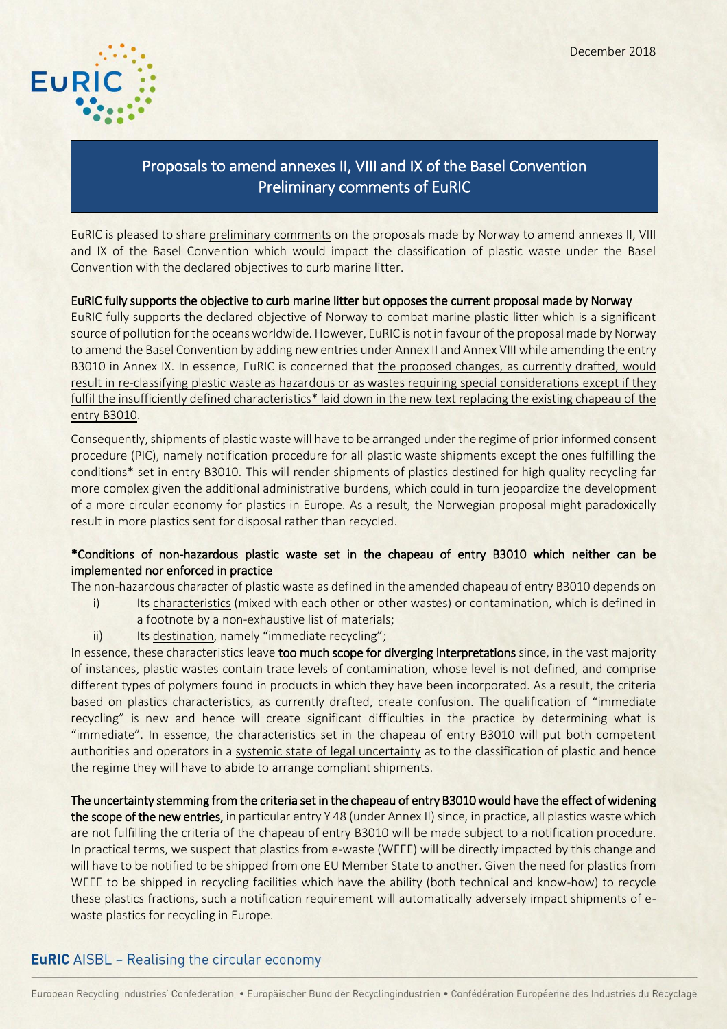December 2018

# Proposals to amend annexes II, VIII and IX of the Basel Convention
## Preliminary comments of EuRIC

EuRIC is pleased to share preliminary comments on the proposals made by Norway to amend annexes II, VIII and IX of the Basel Convention which would impact the classification of plastic waste under the Basel Convention with the declared objectives to curb marine litter.

### EuRIC fully supports the objective to curb marine litter but opposes the current proposal made by Norway

EuRIC fully supports the declared objective of Norway to combat marine plastic litter which is a significant source of pollution for the oceans worldwide. However, EuRIC is not in favour of the proposal made by Norway to amend the Basel Convention by adding new entries under Annex II and Annex VIII while amending the entry B3010 in Annex IX. In essence, EuRIC is concerned that the proposed changes, as currently drafted, would result in re-classifying plastic waste as hazardous or as wastes requiring special considerations except if they fulfil the insufficiently defined characteristics* laid down in the new text replacing the existing chapeau of the entry B3010.

Consequently, shipments of plastic waste will have to be arranged under the regime of prior informed consent procedure (PIC), namely notification procedure for all plastic waste shipments except the ones fulfilling the conditions* set in entry B3010. This will render shipments of plastics destined for high quality recycling far more complex given the additional administrative burdens, which could in turn jeopardize the development of a more circular economy for plastics in Europe. As a result, the Norwegian proposal might paradoxically result in more plastics sent for disposal rather than recycled.

### *Conditions of non-hazardous plastic waste set in the chapeau of entry B3010 which neither can be implemented nor enforced in practice

The non-hazardous character of plastic waste as defined in the amended chapeau of entry B3010 depends on

i) Its characteristics (mixed with each other or other wastes) or contamination, which is defined in a footnote by a non-exhaustive list of materials;
ii) Its destination, namely "immediate recycling";

In essence, these characteristics leave **too much scope for diverging interpretations** since, in the vast majority of instances, plastic wastes contain trace levels of contamination, whose level is not defined, and comprise different types of polymers found in products in which they have been incorporated. As a result, the criteria based on plastics characteristics, as currently drafted, create confusion. The qualification of "immediate recycling" is new and hence will create significant difficulties in the practice by determining what is "immediate". In essence, the characteristics set in the chapeau of entry B3010 will put both competent authorities and operators in a systemic state of legal uncertainty as to the classification of plastic and hence the regime they will have to abide to arrange compliant shipments.

**The uncertainty stemming from the criteria set in the chapeau of entry B3010 would have the effect of widening the scope of the new entries,** in particular entry Y 48 (under Annex II) since, in practice, all plastics waste which are not fulfilling the criteria of the chapeau of entry B3010 will be made subject to a notification procedure. In practical terms, we suspect that plastics from e-waste (WEEE) will be directly impacted by this change and will have to be notified to be shipped from one EU Member State to another. Given the need for plastics from WEEE to be shipped in recycling facilities which have the ability (both technical and know-how) to recycle these plastics fractions, such a notification requirement will automatically adversely impact shipments of e-waste plastics for recycling in Europe.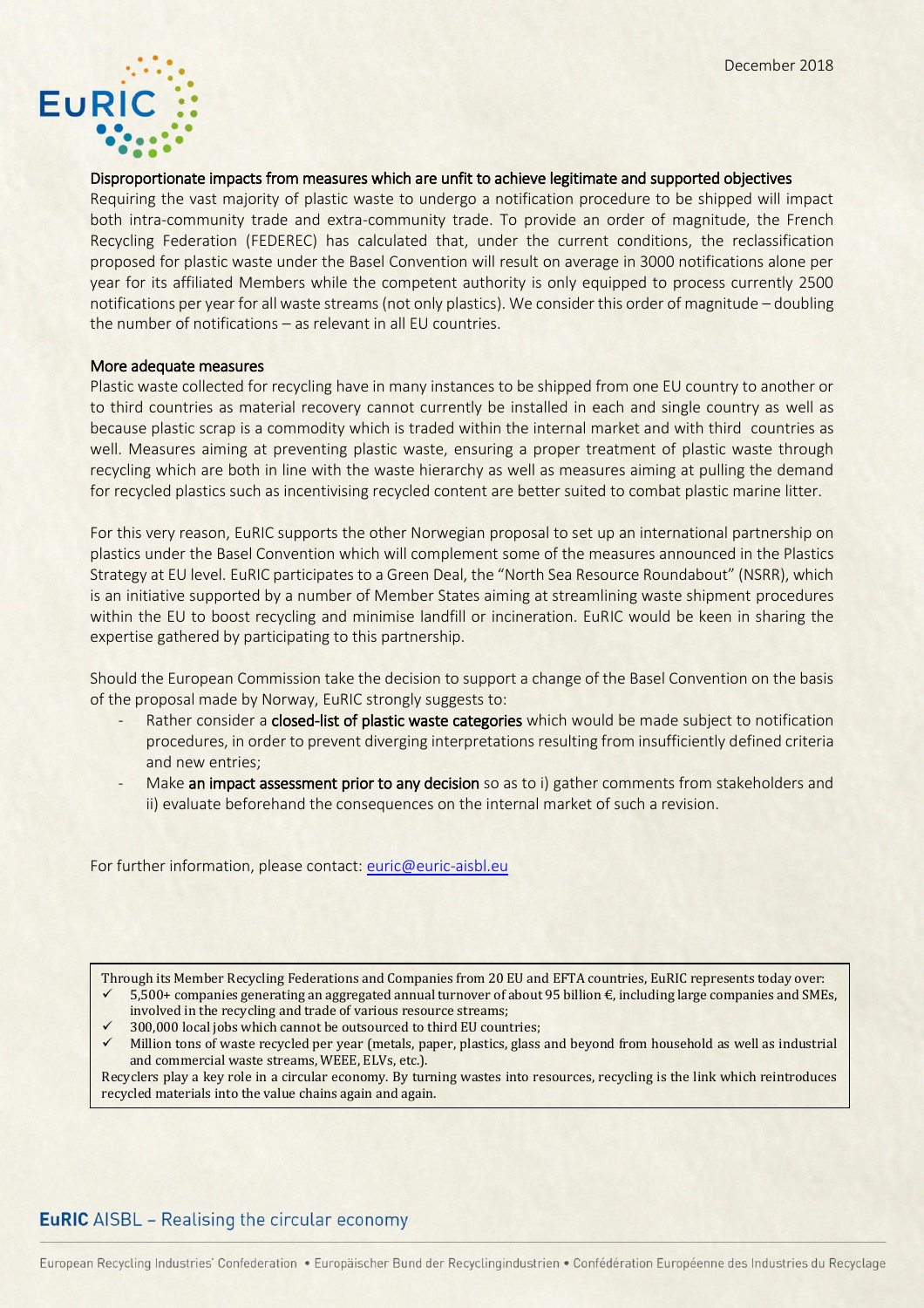December 2018

#### Disproportionate impacts from measures which are unfit to achieve legitimate and supported objectives

Requiring the vast majority of plastic waste to undergo a notification procedure to be shipped will impact both intra-community trade and extra-community trade. To provide an order of magnitude, the French Recycling Federation (FEDEREC) has calculated that, under the current conditions, the reclassification proposed for plastic waste under the Basel Convention will result on average in 3000 notifications alone per year for its affiliated Members while the competent authority is only equipped to process currently 2500 notifications per year for all waste streams (not only plastics). We consider this order of magnitude – doubling the number of notifications – as relevant in all EU countries.

#### More adequate measures

Plastic waste collected for recycling have in many instances to be shipped from one EU country to another or to third countries as material recovery cannot currently be installed in each and single country as well as because plastic scrap is a commodity which is traded within the internal market and with third countries as well. Measures aiming at preventing plastic waste, ensuring a proper treatment of plastic waste through recycling which are both in line with the waste hierarchy as well as measures aiming at pulling the demand for recycled plastics such as incentivising recycled content are better suited to combat plastic marine litter.

For this very reason, EuRIC supports the other Norwegian proposal to set up an international partnership on plastics under the Basel Convention which will complement some of the measures announced in the Plastics Strategy at EU level. EuRIC participates to a Green Deal, the "North Sea Resource Roundabout" (NSRR), which is an initiative supported by a number of Member States aiming at streamlining waste shipment procedures within the EU to boost recycling and minimise landfill or incineration. EuRIC would be keen in sharing the expertise gathered by participating to this partnership.

Should the European Commission take the decision to support a change of the Basel Convention on the basis of the proposal made by Norway, EuRIC strongly suggests to:

- Rather consider a **closed-list of plastic waste categories** which would be made subject to notification procedures, in order to prevent diverging interpretations resulting from insufficiently defined criteria and new entries;
- Make **an impact assessment prior to any decision** so as to i) gather comments from stakeholders and ii) evaluate beforehand the consequences on the internal market of such a revision.

For further information, please contact: euric@euric-aisbl.eu

Through its Member Recycling Federations and Companies from 20 EU and EFTA countries, EuRIC represents today over:

- ✓ 5,500+ companies generating an aggregated annual turnover of about 95 billion €, including large companies and SMEs, involved in the recycling and trade of various resource streams;
- ✓ 300,000 local jobs which cannot be outsourced to third EU countries;
- ✓ Million tons of waste recycled per year (metals, paper, plastics, glass and beyond from household as well as industrial and commercial waste streams, WEEE, ELVs, etc.).

Recyclers play a key role in a circular economy. By turning wastes into resources, recycling is the link which reintroduces recycled materials into the value chains again and again.